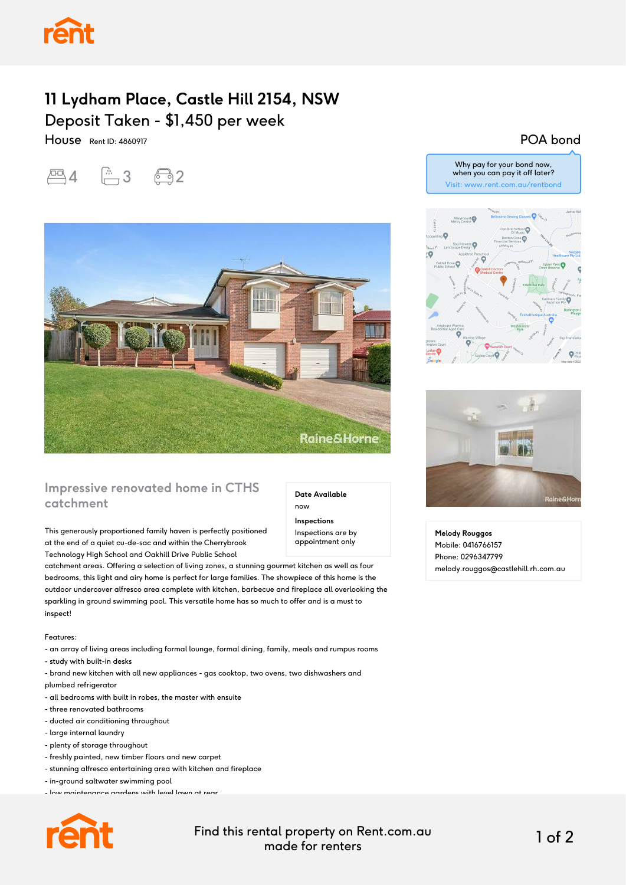# 11 Lydham Place, Castle Hill 2154, NSW

## Deposit Taken - $1,450 per week

House Rent ID: 4860917

4 bedrooms, 3 bathrooms, 2 car spaces

POA bond

Why pay for your bond now, when you can pay it off later?
Visit: www.rent.com.au/rentbond

### Impressive renovated home in CTHS catchment

**Date Available**
now

**Inspections**
Inspections are by appointment only

This generously proportioned family haven is perfectly positioned at the end of a quiet cu-de-sac and within the Cherrybrook Technology High School and Oakhill Drive Public School catchment areas. Offering a selection of living zones, a stunning gourmet kitchen as well as four bedrooms, this light and airy home is perfect for large families. The showpiece of this home is the outdoor undercover alfresco area complete with kitchen, barbecue and fireplace all overlooking the sparkling in ground swimming pool. This versatile home has so much to offer and is a must to inspect!

Features:
- an array of living areas including formal lounge, formal dining, family, meals and rumpus rooms
- study with built-in desks
- brand new kitchen with all new appliances - gas cooktop, two ovens, two dishwashers and plumbed refrigerator
- all bedrooms with built in robes, the master with ensuite
- three renovated bathrooms
- ducted air conditioning throughout
- large internal laundry
- plenty of storage throughout
- freshly painted, new timber floors and new carpet
- stunning alfresco entertaining area with kitchen and fireplace
- in-ground saltwater swimming pool
- low maintenance gardens with level lawn at rear

**Melody Rouggos**
Mobile: 0416766157
Phone: 0296347799
melody.rouggos@castlehill.rh.com.au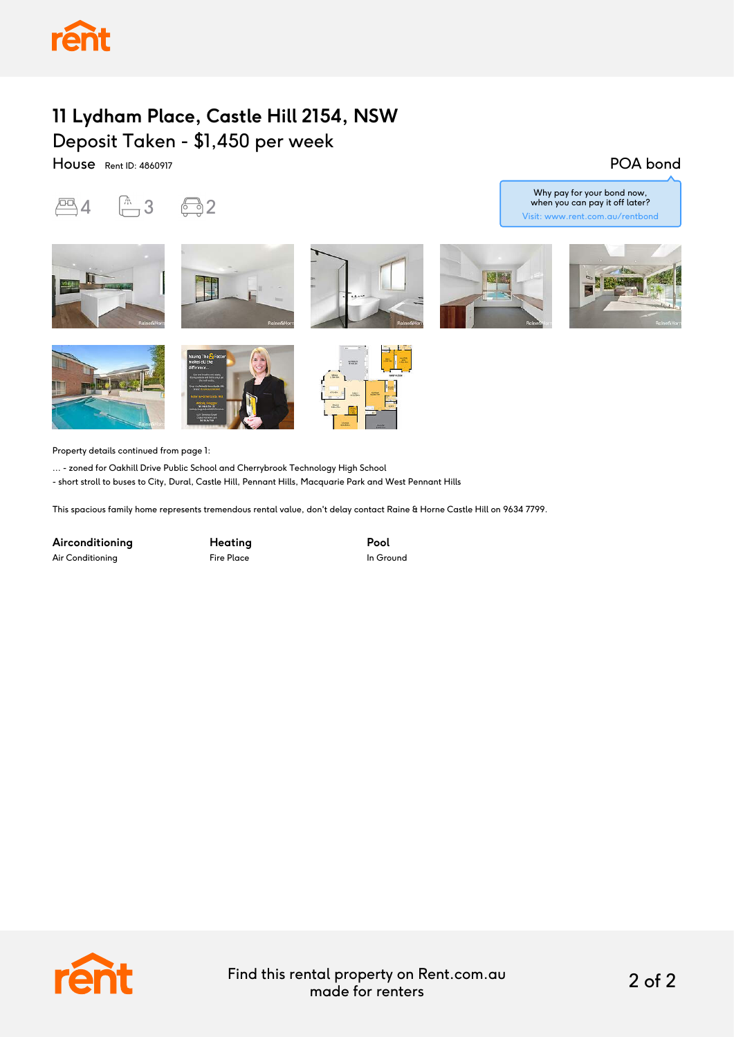# 11 Lydham Place, Castle Hill 2154, NSW

## Deposit Taken - $1,450 per week

House Rent ID: 4860917

POA bond

Why pay for your bond now, when you can pay it off later?
Visit: www.rent.com.au/rentbond

4 3 2

Property details continued from page 1:

... - zoned for Oakhill Drive Public School and Cherrybrook Technology High School
- short stroll to buses to City, Dural, Castle Hill, Pennant Hills, Macquarie Park and West Pennant Hills

This spacious family home represents tremendous rental value, don't delay contact Raine & Horne Castle Hill on 9634 7799.

**Airconditioning**
Air Conditioning

**Heating**
Fire Place

**Pool**
In Ground

Find this rental property on Rent.com.au made for renters